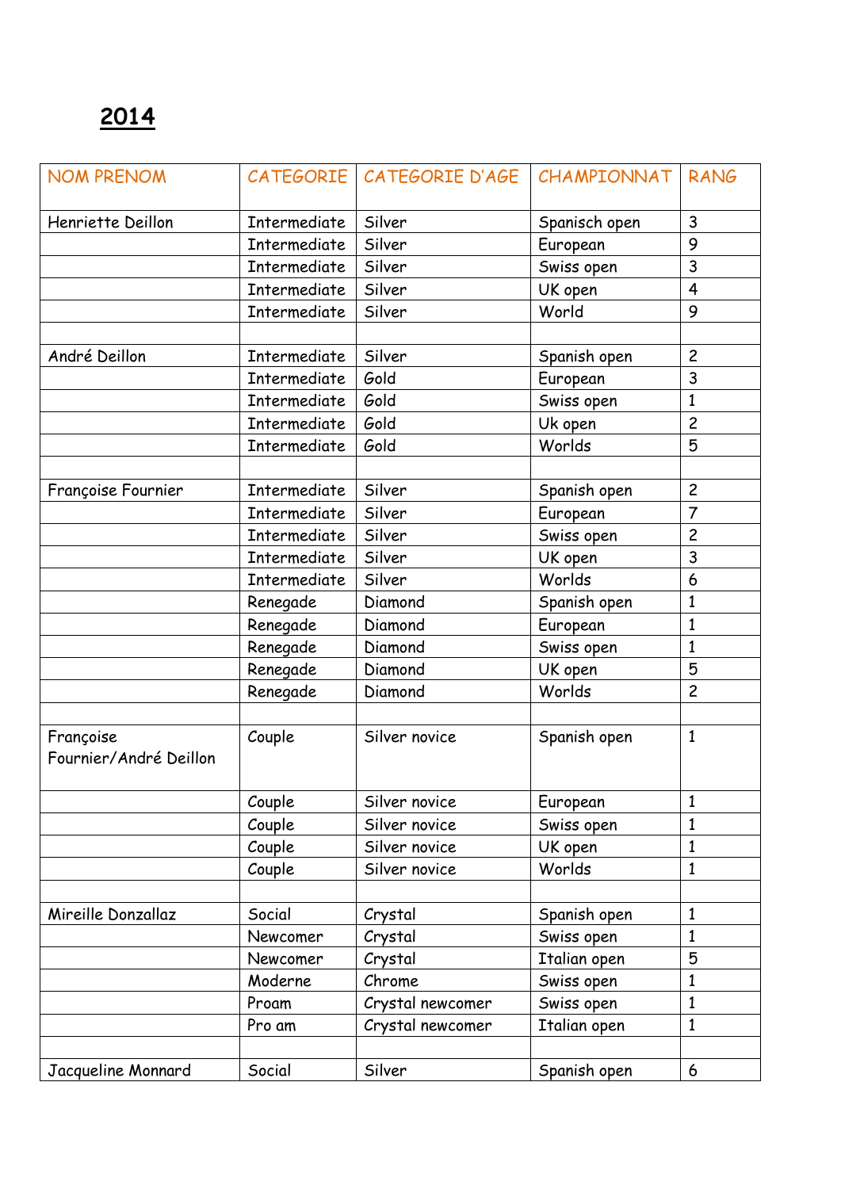# 2014

| NOM PRENOM | CATEGORIE | CATEGORIE D'AGE | CHAMPIONNAT | RANG |
|---|---|---|---|---|
| Henriette Deillon | Intermediate | Silver | Spanisch open | 3 |
| | Intermediate | Silver | European | 9 |
| | Intermediate | Silver | Swiss open | 3 |
| | Intermediate | Silver | UK open | 4 |
| | Intermediate | Silver | World | 9 |
| | | | | |
| André Deillon | Intermediate | Silver | Spanish open | 2 |
| | Intermediate | Gold | European | 3 |
| | Intermediate | Gold | Swiss open | 1 |
| | Intermediate | Gold | Uk open | 2 |
| | Intermediate | Gold | Worlds | 5 |
| | | | | |
| Françoise Fournier | Intermediate | Silver | Spanish open | 2 |
| | Intermediate | Silver | European | 7 |
| | Intermediate | Silver | Swiss open | 2 |
| | Intermediate | Silver | UK open | 3 |
| | Intermediate | Silver | Worlds | 6 |
| | Renegade | Diamond | Spanish open | 1 |
| | Renegade | Diamond | European | 1 |
| | Renegade | Diamond | Swiss open | 1 |
| | Renegade | Diamond | UK open | 5 |
| | Renegade | Diamond | Worlds | 2 |
| | | | | |
| Françoise Fournier/André Deillon | Couple | Silver novice | Spanish open | 1 |
| | Couple | Silver novice | European | 1 |
| | Couple | Silver novice | Swiss open | 1 |
| | Couple | Silver novice | UK open | 1 |
| | Couple | Silver novice | Worlds | 1 |
| | | | | |
| Mireille Donzallaz | Social | Crystal | Spanish open | 1 |
| | Newcomer | Crystal | Swiss open | 1 |
| | Newcomer | Crystal | Italian open | 5 |
| | Moderne | Chrome | Swiss open | 1 |
| | Proam | Crystal newcomer | Swiss open | 1 |
| | Pro am | Crystal newcomer | Italian open | 1 |
| | | | | |
| Jacqueline Monnard | Social | Silver | Spanish open | 6 |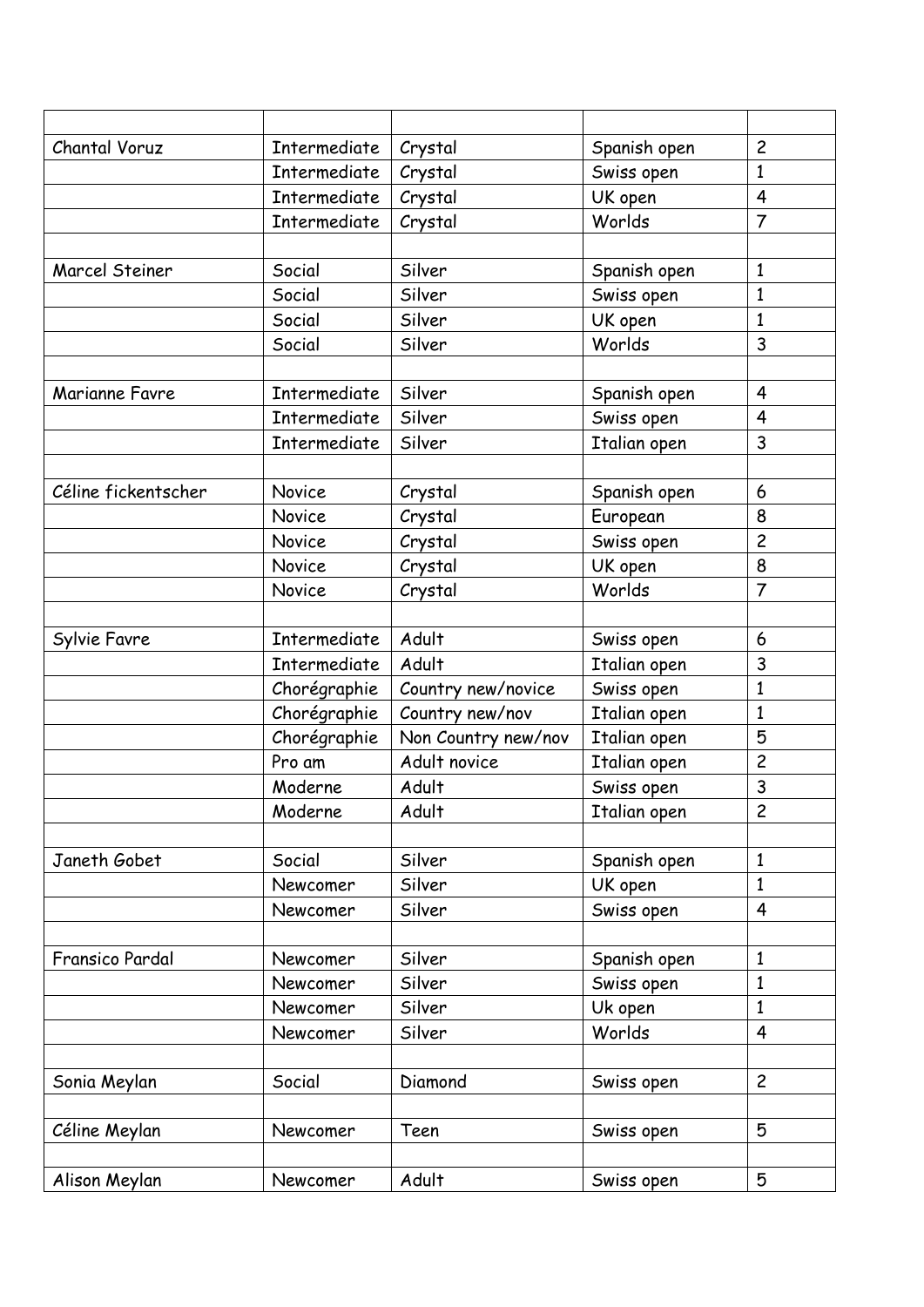| | | | | |
|---|---|---|---|---|
| Chantal Voruz | Intermediate | Crystal | Spanish open | 2 |
| | Intermediate | Crystal | Swiss open | 1 |
| | Intermediate | Crystal | UK open | 4 |
| | Intermediate | Crystal | Worlds | 7 |
| | | | | |
| Marcel Steiner | Social | Silver | Spanish open | 1 |
| | Social | Silver | Swiss open | 1 |
| | Social | Silver | UK open | 1 |
| | Social | Silver | Worlds | 3 |
| | | | | |
| Marianne Favre | Intermediate | Silver | Spanish open | 4 |
| | Intermediate | Silver | Swiss open | 4 |
| | Intermediate | Silver | Italian open | 3 |
| | | | | |
| Céline fickentscher | Novice | Crystal | Spanish open | 6 |
| | Novice | Crystal | European | 8 |
| | Novice | Crystal | Swiss open | 2 |
| | Novice | Crystal | UK open | 8 |
| | Novice | Crystal | Worlds | 7 |
| | | | | |
| Sylvie Favre | Intermediate | Adult | Swiss open | 6 |
| | Intermediate | Adult | Italian open | 3 |
| | Chorégraphie | Country new/novice | Swiss open | 1 |
| | Chorégraphie | Country new/nov | Italian open | 1 |
| | Chorégraphie | Non Country new/nov | Italian open | 5 |
| | Pro am | Adult novice | Italian open | 2 |
| | Moderne | Adult | Swiss open | 3 |
| | Moderne | Adult | Italian open | 2 |
| | | | | |
| Janeth Gobet | Social | Silver | Spanish open | 1 |
| | Newcomer | Silver | UK open | 1 |
| | Newcomer | Silver | Swiss open | 4 |
| | | | | |
| Fransico Pardal | Newcomer | Silver | Spanish open | 1 |
| | Newcomer | Silver | Swiss open | 1 |
| | Newcomer | Silver | Uk open | 1 |
| | Newcomer | Silver | Worlds | 4 |
| | | | | |
| Sonia Meylan | Social | Diamond | Swiss open | 2 |
| | | | | |
| Céline Meylan | Newcomer | Teen | Swiss open | 5 |
| | | | | |
| Alison Meylan | Newcomer | Adult | Swiss open | 5 |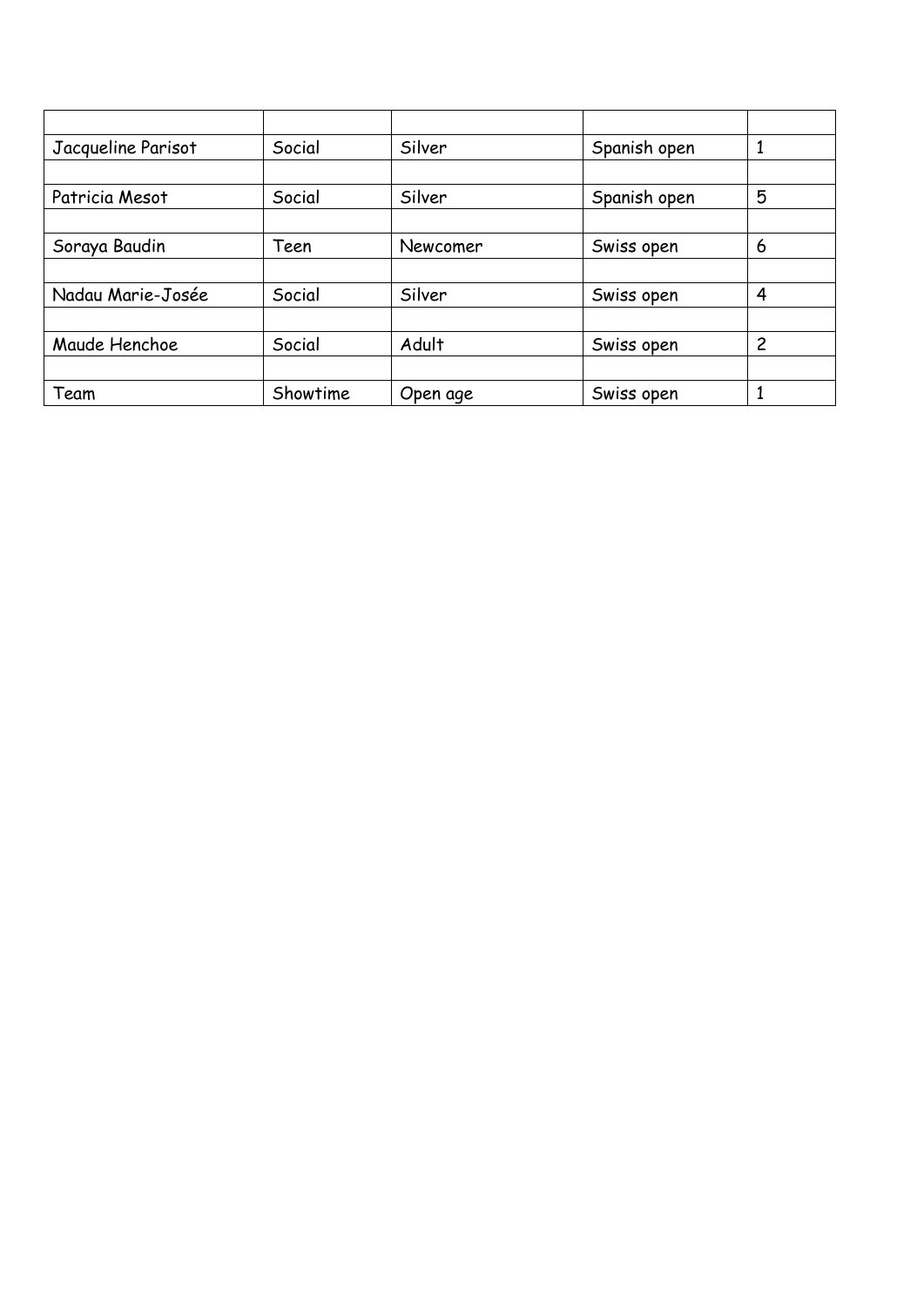| | | | | |
|---|---|---|---|---|
| Jacqueline Parisot | Social | Silver | Spanish open | 1 |
| | | | | |
| Patricia Mesot | Social | Silver | Spanish open | 5 |
| | | | | |
| Soraya Baudin | Teen | Newcomer | Swiss open | 6 |
| | | | | |
| Nadau Marie-Josée | Social | Silver | Swiss open | 4 |
| | | | | |
| Maude Henchoe | Social | Adult | Swiss open | 2 |
| | | | | |
| Team | Showtime | Open age | Swiss open | 1 |